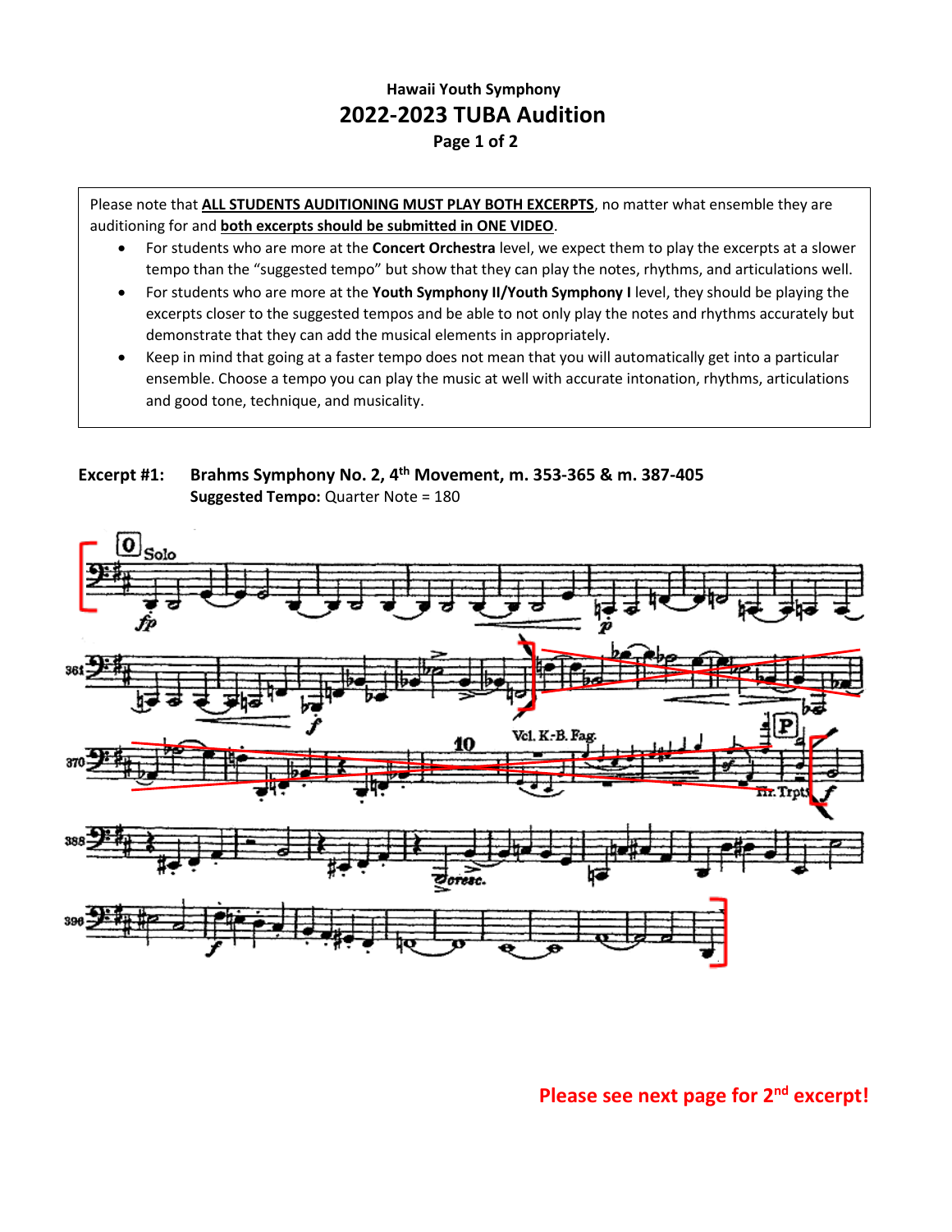Hawaii Youth Symphony

# 2022-2023 TUBA Audition

Page 1 of 2

Please note that **ALL STUDENTS AUDITIONING MUST PLAY BOTH EXCERPTS**, no matter what ensemble they are auditioning for and **both excerpts should be submitted in ONE VIDEO**.

- For students who are more at the **Concert Orchestra** level, we expect them to play the excerpts at a slower tempo than the "suggested tempo" but show that they can play the notes, rhythms, and articulations well.
- For students who are more at the **Youth Symphony II/Youth Symphony I** level, they should be playing the excerpts closer to the suggested tempos and be able to not only play the notes and rhythms accurately but demonstrate that they can add the musical elements in appropriately.
- Keep in mind that going at a faster tempo does not mean that you will automatically get into a particular ensemble. Choose a tempo you can play the music at well with accurate intonation, rhythms, articulations and good tone, technique, and musicality.

**Excerpt #1: Brahms Symphony No. 2, 4th Movement, m. 353-365 & m. 387-405**

**Suggested Tempo:** Quarter Note = 180

**Please see next page for 2nd excerpt!**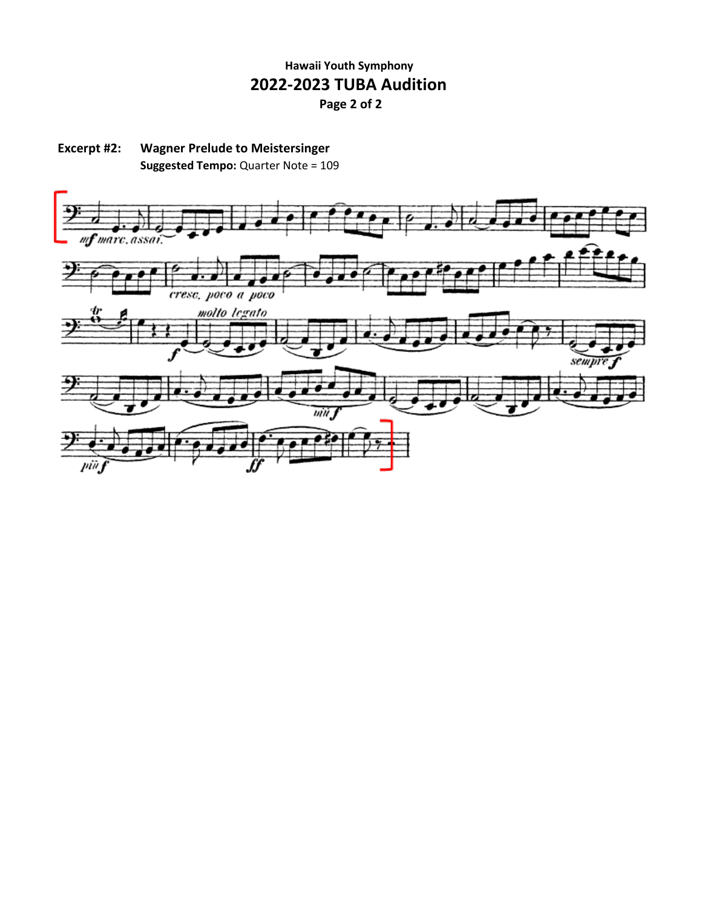**Hawaii Youth Symphony**

## 2022-2023 TUBA Audition

**Excerpt #2: Wagner Prelude to Meistersinger**

**Suggested Tempo:** Quarter Note = 109